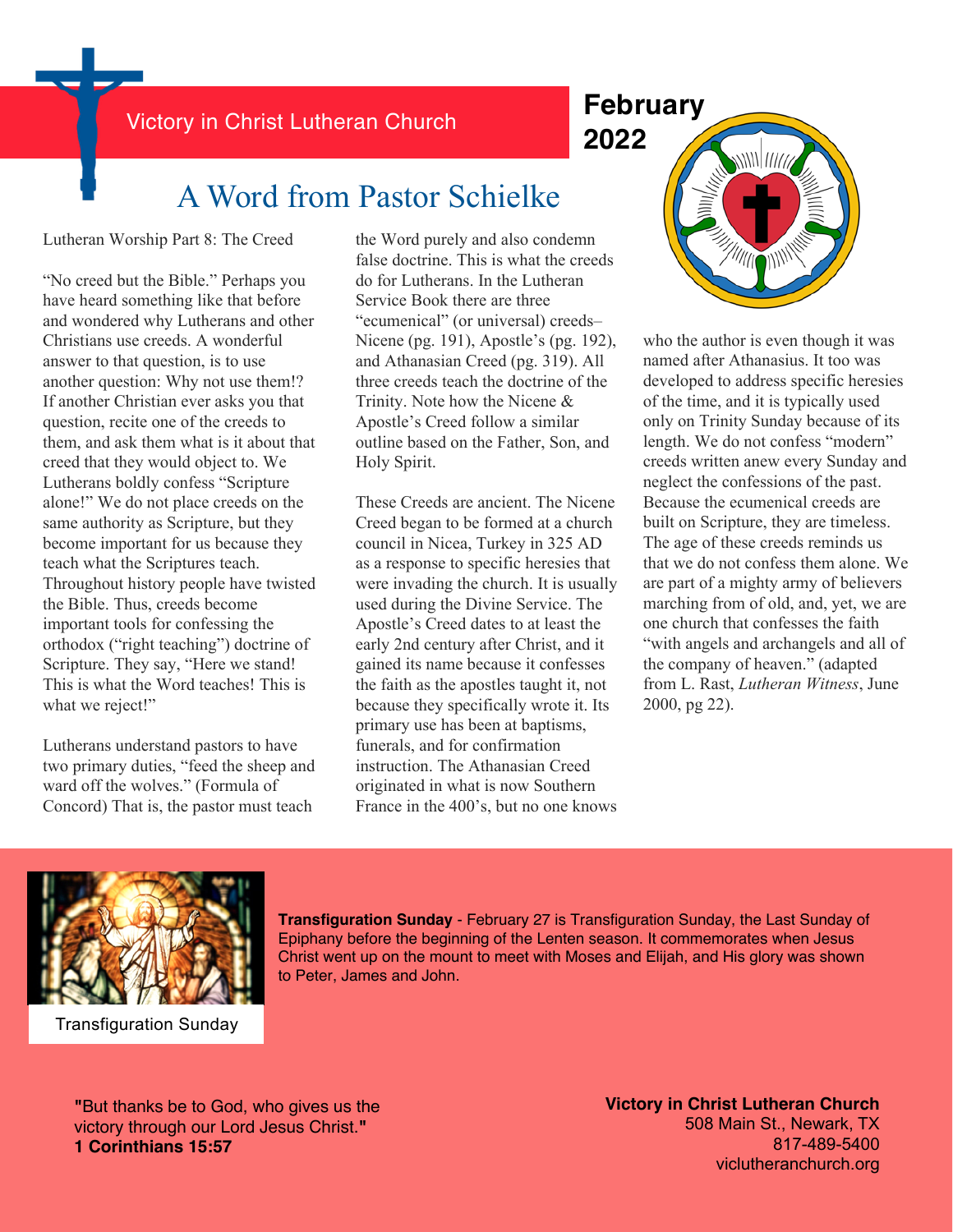Victory in Christ Lutheran Church

**February 2022**

# A Word from Pastor Schielke

Lutheran Worship Part 8: The Creed

"No creed but the Bible." Perhaps you have heard something like that before and wondered why Lutherans and other Christians use creeds. A wonderful answer to that question, is to use another question: Why not use them!? If another Christian ever asks you that question, recite one of the creeds to them, and ask them what is it about that creed that they would object to. We Lutherans boldly confess "Scripture alone!" We do not place creeds on the same authority as Scripture, but they become important for us because they teach what the Scriptures teach. Throughout history people have twisted the Bible. Thus, creeds become important tools for confessing the orthodox ("right teaching") doctrine of Scripture. They say, "Here we stand! This is what the Word teaches! This is what we reject!"

Lutherans understand pastors to have two primary duties, "feed the sheep and ward off the wolves." (Formula of Concord) That is, the pastor must teach the Word purely and also condemn false doctrine. This is what the creeds do for Lutherans. In the Lutheran Service Book there are three "ecumenical" (or universal) creeds– Nicene (pg. 191), Apostle's (pg. 192), and Athanasian Creed (pg. 319). All three creeds teach the doctrine of the Trinity. Note how the Nicene & Apostle's Creed follow a similar outline based on the Father, Son, and Holy Spirit.

These Creeds are ancient. The Nicene Creed began to be formed at a church council in Nicea, Turkey in 325 AD as a response to specific heresies that were invading the church. It is usually used during the Divine Service. The Apostle's Creed dates to at least the early 2nd century after Christ, and it gained its name because it confesses the faith as the apostles taught it, not because they specifically wrote it. Its primary use has been at baptisms, funerals, and for confirmation instruction. The Athanasian Creed originated in what is now Southern France in the 400's, but no one knows who the author is even though it was named after Athanasius. It too was developed to address specific heresies of the time, and it is typically used only on Trinity Sunday because of its length. We do not confess "modern" creeds written anew every Sunday and neglect the confessions of the past. Because the ecumenical creeds are built on Scripture, they are timeless. The age of these creeds reminds us that we do not confess them alone. We are part of a mighty army of believers marching from of old, and, yet, we are one church that confesses the faith "with angels and archangels and all of the company of heaven." (adapted from L. Rast, *Lutheran Witness*, June 2000, pg 22).

Transfiguration Sunday

**Transfiguration Sunday** - February 27 is Transfiguration Sunday, the Last Sunday of Epiphany before the beginning of the Lenten season. It commemorates when Jesus Christ went up on the mount to meet with Moses and Elijah, and His glory was shown to Peter, James and John.

**"**But thanks be to God, who gives us the victory through our Lord Jesus Christ.**"**
**1 Corinthians 15:57**

**Victory in Christ Lutheran Church**
508 Main St., Newark, TX
817-489-5400
viclutheranchurch.org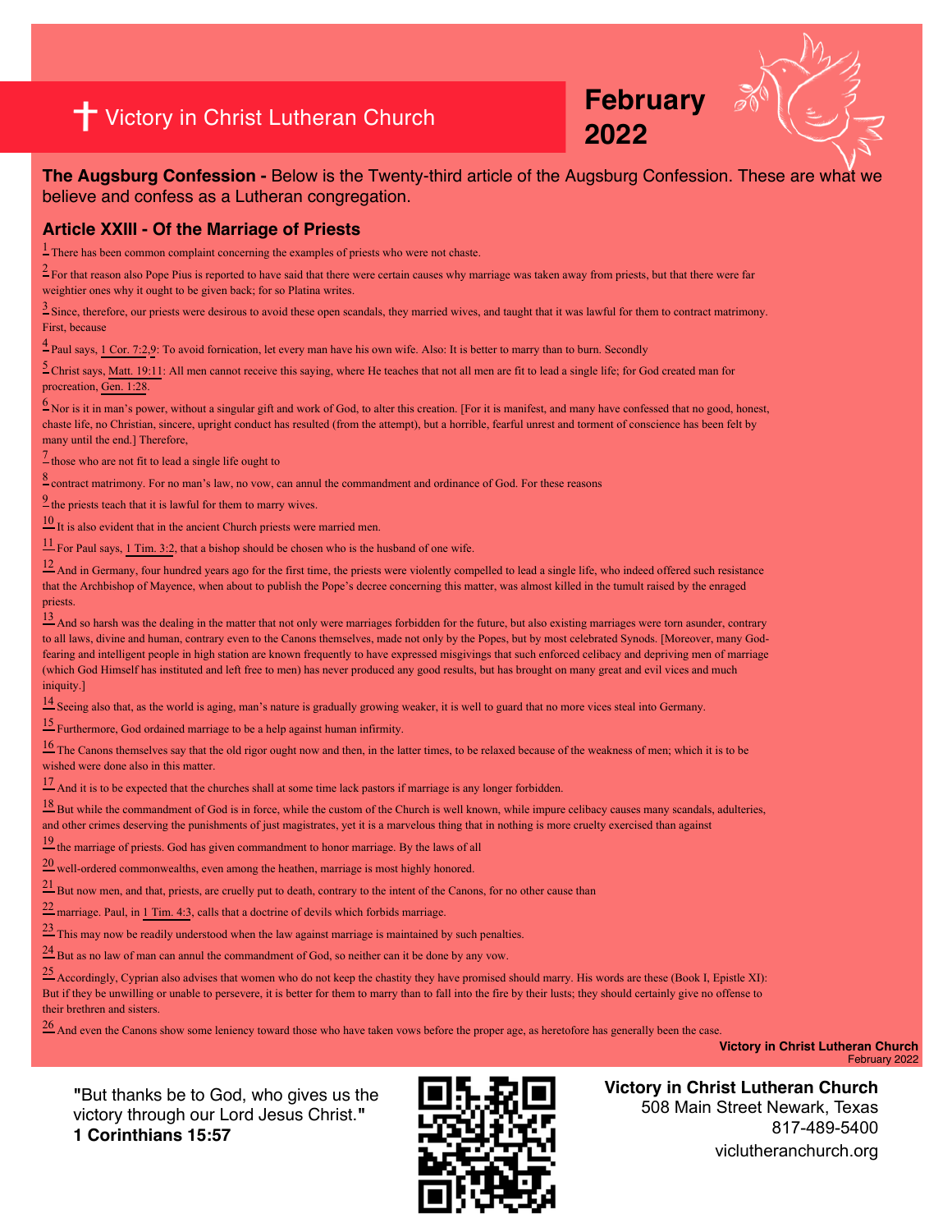# Victory in Christ Lutheran Church

**February 2022**

**The Augsburg Confession -** Below is the Twenty-third article of the Augsburg Confession. These are what we believe and confess as a Lutheran congregation.

## Article XXIII - Of the Marriage of Priests

1 There has been common complaint concerning the examples of priests who were not chaste.

2 For that reason also Pope Pius is reported to have said that there were certain causes why marriage was taken away from priests, but that there were far weightier ones why it ought to be given back; for so Platina writes.

3 Since, therefore, our priests were desirous to avoid these open scandals, they married wives, and taught that it was lawful for them to contract matrimony. First, because

4 Paul says, 1 Cor. 7:2,9: To avoid fornication, let every man have his own wife. Also: It is better to marry than to burn. Secondly

5 Christ says, Matt. 19:11: All men cannot receive this saying, where He teaches that not all men are fit to lead a single life; for God created man for procreation, Gen. 1:28.

6 Nor is it in man's power, without a singular gift and work of God, to alter this creation. [For it is manifest, and many have confessed that no good, honest, chaste life, no Christian, sincere, upright conduct has resulted (from the attempt), but a horrible, fearful unrest and torment of conscience has been felt by many until the end.] Therefore,

7 those who are not fit to lead a single life ought to

8 contract matrimony. For no man's law, no vow, can annul the commandment and ordinance of God. For these reasons

9 the priests teach that it is lawful for them to marry wives.

10 It is also evident that in the ancient Church priests were married men.

11 For Paul says, 1 Tim. 3:2, that a bishop should be chosen who is the husband of one wife.

12 And in Germany, four hundred years ago for the first time, the priests were violently compelled to lead a single life, who indeed offered such resistance that the Archbishop of Mayence, when about to publish the Pope's decree concerning this matter, was almost killed in the tumult raised by the enraged priests.

13 And so harsh was the dealing in the matter that not only were marriages forbidden for the future, but also existing marriages were torn asunder, contrary to all laws, divine and human, contrary even to the Canons themselves, made not only by the Popes, but by most celebrated Synods. [Moreover, many God-fearing and intelligent people in high station are known frequently to have expressed misgivings that such enforced celibacy and depriving men of marriage (which God Himself has instituted and left free to men) has never produced any good results, but has brought on many great and evil vices and much iniquity.]

14 Seeing also that, as the world is aging, man's nature is gradually growing weaker, it is well to guard that no more vices steal into Germany.

15 Furthermore, God ordained marriage to be a help against human infirmity.

16 The Canons themselves say that the old rigor ought now and then, in the latter times, to be relaxed because of the weakness of men; which it is to be wished were done also in this matter.

17 And it is to be expected that the churches shall at some time lack pastors if marriage is any longer forbidden.

18 But while the commandment of God is in force, while the custom of the Church is well known, while impure celibacy causes many scandals, adulteries, and other crimes deserving the punishments of just magistrates, yet it is a marvelous thing that in nothing is more cruelty exercised than against

19 the marriage of priests. God has given commandment to honor marriage. By the laws of all

20 well-ordered commonwealths, even among the heathen, marriage is most highly honored.

21 But now men, and that, priests, are cruelly put to death, contrary to the intent of the Canons, for no other cause than

22 marriage. Paul, in 1 Tim. 4:3, calls that a doctrine of devils which forbids marriage.

23 This may now be readily understood when the law against marriage is maintained by such penalties.

24 But as no law of man can annul the commandment of God, so neither can it be done by any vow.

25 Accordingly, Cyprian also advises that women who do not keep the chastity they have promised should marry. His words are these (Book I, Epistle XI): But if they be unwilling or unable to persevere, it is better for them to marry than to fall into the fire by their lusts; they should certainly give no offense to their brethren and sisters.

26 And even the Canons show some leniency toward those who have taken vows before the proper age, as heretofore has generally been the case.

"But thanks be to God, who gives us the victory through our Lord Jesus Christ."
**1 Corinthians 15:57**

**Victory in Christ Lutheran Church**
508 Main Street Newark, Texas
817-489-5400
viclutheranchurch.org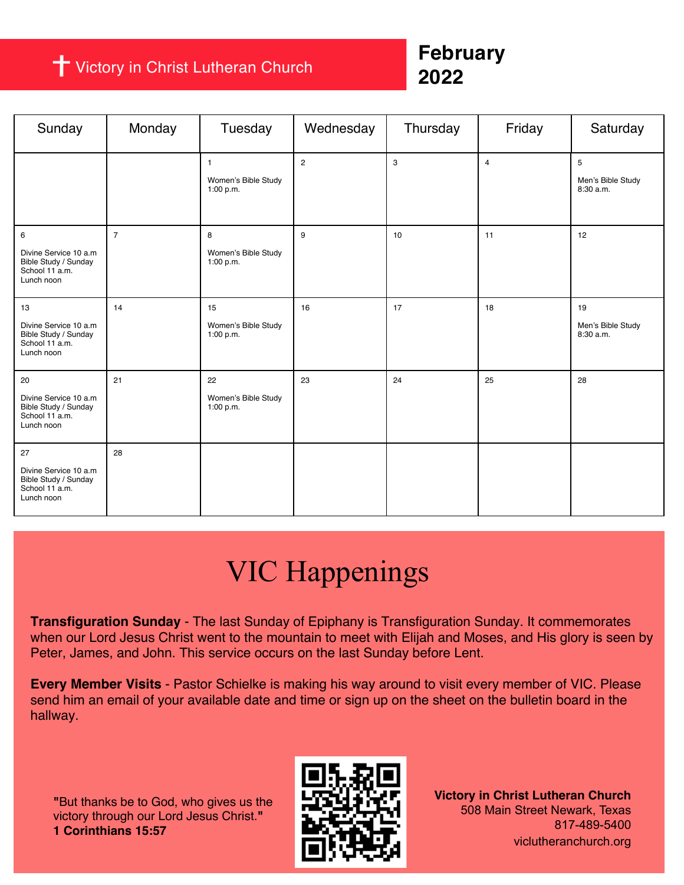# ✝ Victory in Christ Lutheran Church

# February 2022

| Sunday | Monday | Tuesday | Wednesday | Thursday | Friday | Saturday |
|---|---|---|---|---|---|---|
| | | 1<br><br>Women's Bible Study 1:00 p.m. | 2 | 3 | 4 | 5<br><br>Men's Bible Study 8:30 a.m. |
| 6<br><br>Divine Service 10 a.m<br>Bible Study / Sunday School 11 a.m.<br>Lunch noon | 7 | 8<br><br>Women's Bible Study 1:00 p.m. | 9 | 10 | 11 | 12 |
| 13<br><br>Divine Service 10 a.m<br>Bible Study / Sunday School 11 a.m.<br>Lunch noon | 14 | 15<br><br>Women's Bible Study 1:00 p.m. | 16 | 17 | 18 | 19<br><br>Men's Bible Study 8:30 a.m. |
| 20<br><br>Divine Service 10 a.m<br>Bible Study / Sunday School 11 a.m.<br>Lunch noon | 21 | 22<br><br>Women's Bible Study 1:00 p.m. | 23 | 24 | 25 | 28 |
| 27<br><br>Divine Service 10 a.m<br>Bible Study / Sunday School 11 a.m.<br>Lunch noon | 28 | | | | | |

# VIC Happenings

**Transfiguration Sunday** - The last Sunday of Epiphany is Transfiguration Sunday. It commemorates when our Lord Jesus Christ went to the mountain to meet with Elijah and Moses, and His glory is seen by Peter, James, and John. This service occurs on the last Sunday before Lent.

**Every Member Visits** - Pastor Schielke is making his way around to visit every member of VIC. Please send him an email of your available date and time or sign up on the sheet on the bulletin board in the hallway.

"But thanks be to God, who gives us the victory through our Lord Jesus Christ."
**1 Corinthians 15:57**

**Victory in Christ Lutheran Church**
508 Main Street Newark, Texas
817-489-5400
viclutheranchurch.org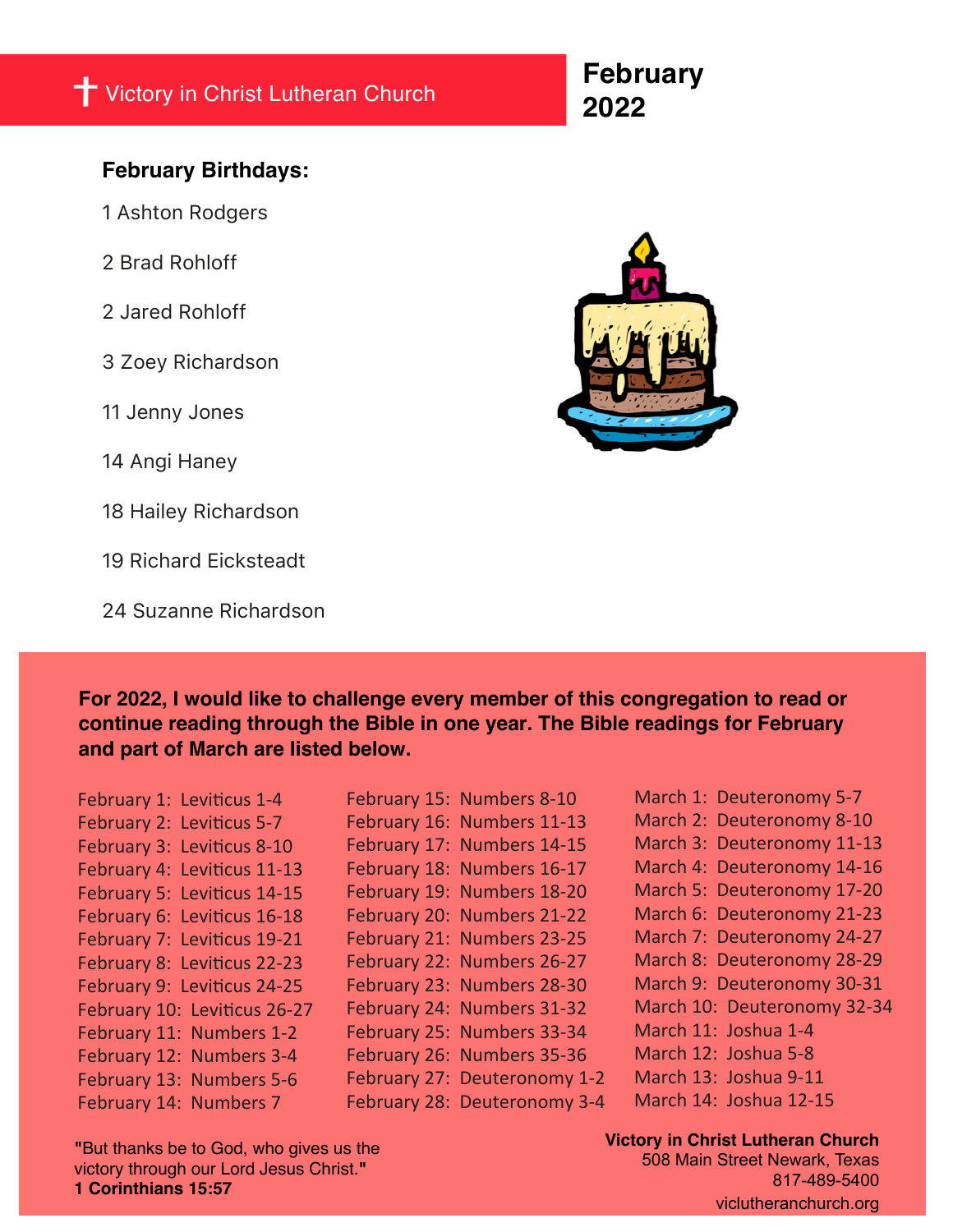# Victory in Christ Lutheran Church

**February 2022**

**February Birthdays:**

1 Ashton Rodgers

2 Brad Rohloff

2 Jared Rohloff

3 Zoey Richardson

11 Jenny Jones

14 Angi Haney

18 Hailey Richardson

19 Richard Eicksteadt

24 Suzanne Richardson

**For 2022, I would like to challenge every member of this congregation to read or continue reading through the Bible in one year. The Bible readings for February and part of March are listed below.**

February 1: Leviticus 1-4
February 2: Leviticus 5-7
February 3: Leviticus 8-10
February 4: Leviticus 11-13
February 5: Leviticus 14-15
February 6: Leviticus 16-18
February 7: Leviticus 19-21
February 8: Leviticus 22-23
February 9: Leviticus 24-25
February 10: Leviticus 26-27
February 11: Numbers 1-2
February 12: Numbers 3-4
February 13: Numbers 5-6
February 14: Numbers 7
February 15: Numbers 8-10
February 16: Numbers 11-13
February 17: Numbers 14-15
February 18: Numbers 16-17
February 19: Numbers 18-20
February 20: Numbers 21-22
February 21: Numbers 23-25
February 22: Numbers 26-27
February 23: Numbers 28-30
February 24: Numbers 31-32
February 25: Numbers 33-34
February 26: Numbers 35-36
February 27: Deuteronomy 1-2
February 28: Deuteronomy 3-4
March 1: Deuteronomy 5-7
March 2: Deuteronomy 8-10
March 3: Deuteronomy 11-13
March 4: Deuteronomy 14-16
March 5: Deuteronomy 17-20
March 6: Deuteronomy 21-23
March 7: Deuteronomy 24-27
March 8: Deuteronomy 28-29
March 9: Deuteronomy 30-31
March 10: Deuteronomy 32-34
March 11: Joshua 1-4
March 12: Joshua 5-8
March 13: Joshua 9-11
March 14: Joshua 12-15

"But thanks be to God, who gives us the victory through our Lord Jesus Christ."
**1 Corinthians 15:57**

**Victory in Christ Lutheran Church**
508 Main Street Newark, Texas
817-489-5400
viclutheranchurch.org